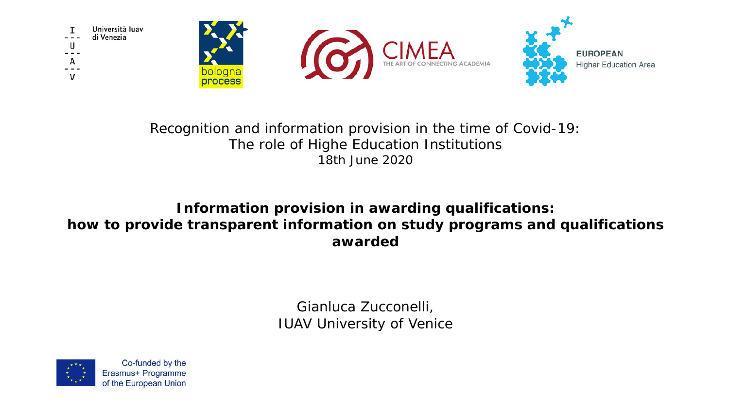Università Iuav di Venezia

bologna process

CIMEA THE ART OF CONNECTING ACADEMIA

EUROPEAN Higher Education Area

Recognition and information provision in the time of Covid-19:
The role of Highe Education Institutions
18th June 2020

# Information provision in awarding qualifications: how to provide transparent information on study programs and qualifications awarded

Gianluca Zucconelli,
IUAV University of Venice

Co-funded by the Erasmus+ Programme of the European Union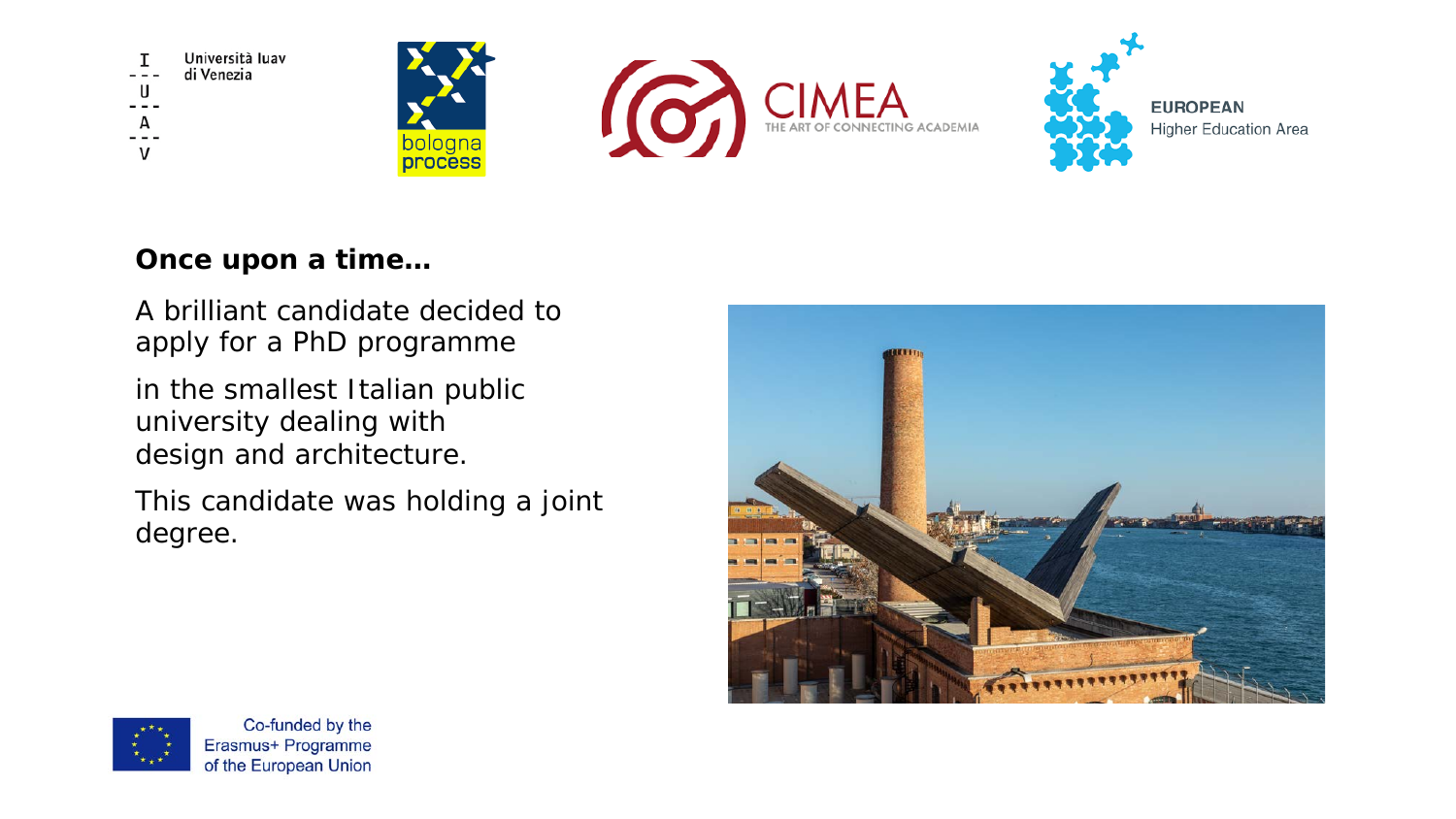**Once upon a time…**

A brilliant candidate decided to apply for a PhD programme

in the smallest Italian public university dealing with design and architecture.

This candidate was holding a joint degree.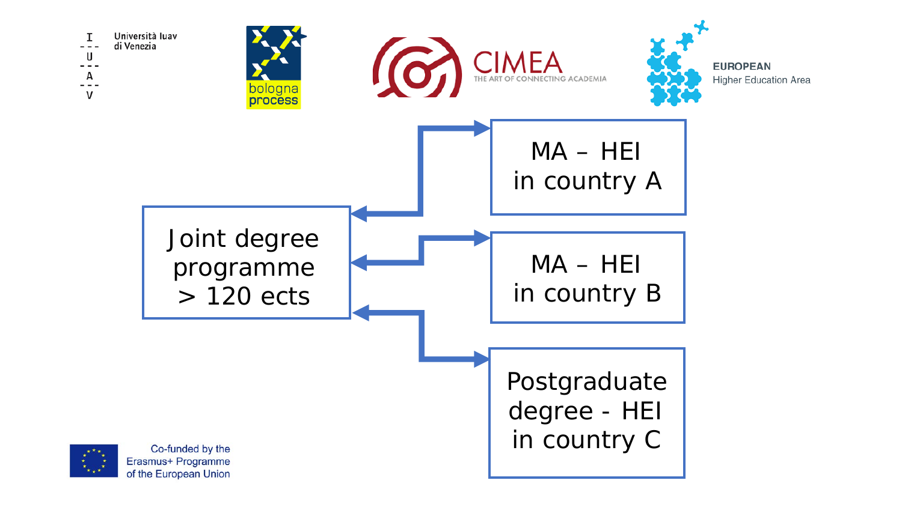Joint degree programme > 120 ects

MA – HEI in country A

MA – HEI in country B

Postgraduate degree - HEI in country C

Co-funded by the Erasmus+ Programme of the European Union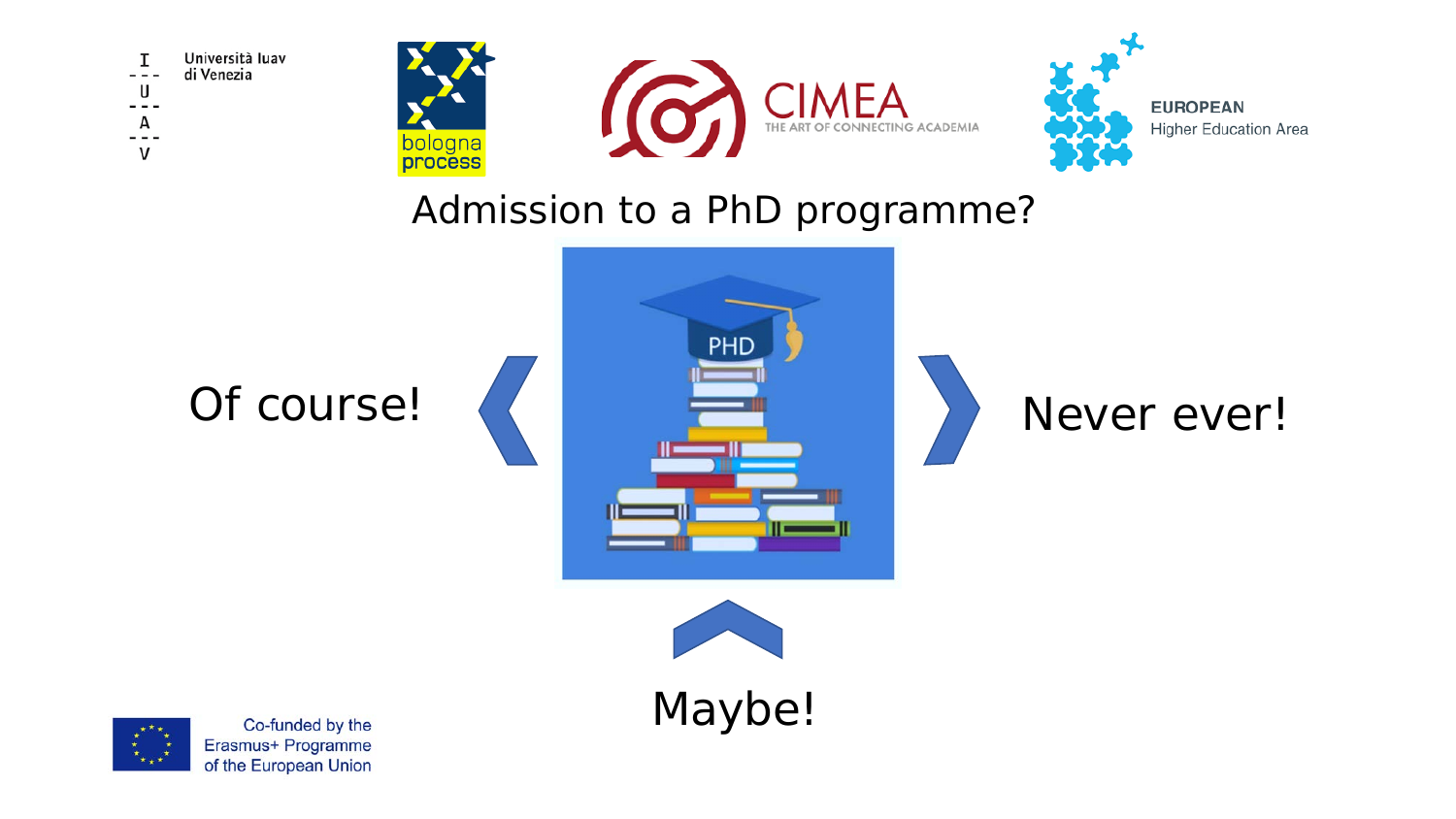# Admission to a PhD programme?

Of course!

Never ever!

Maybe!

Co-funded by the Erasmus+ Programme of the European Union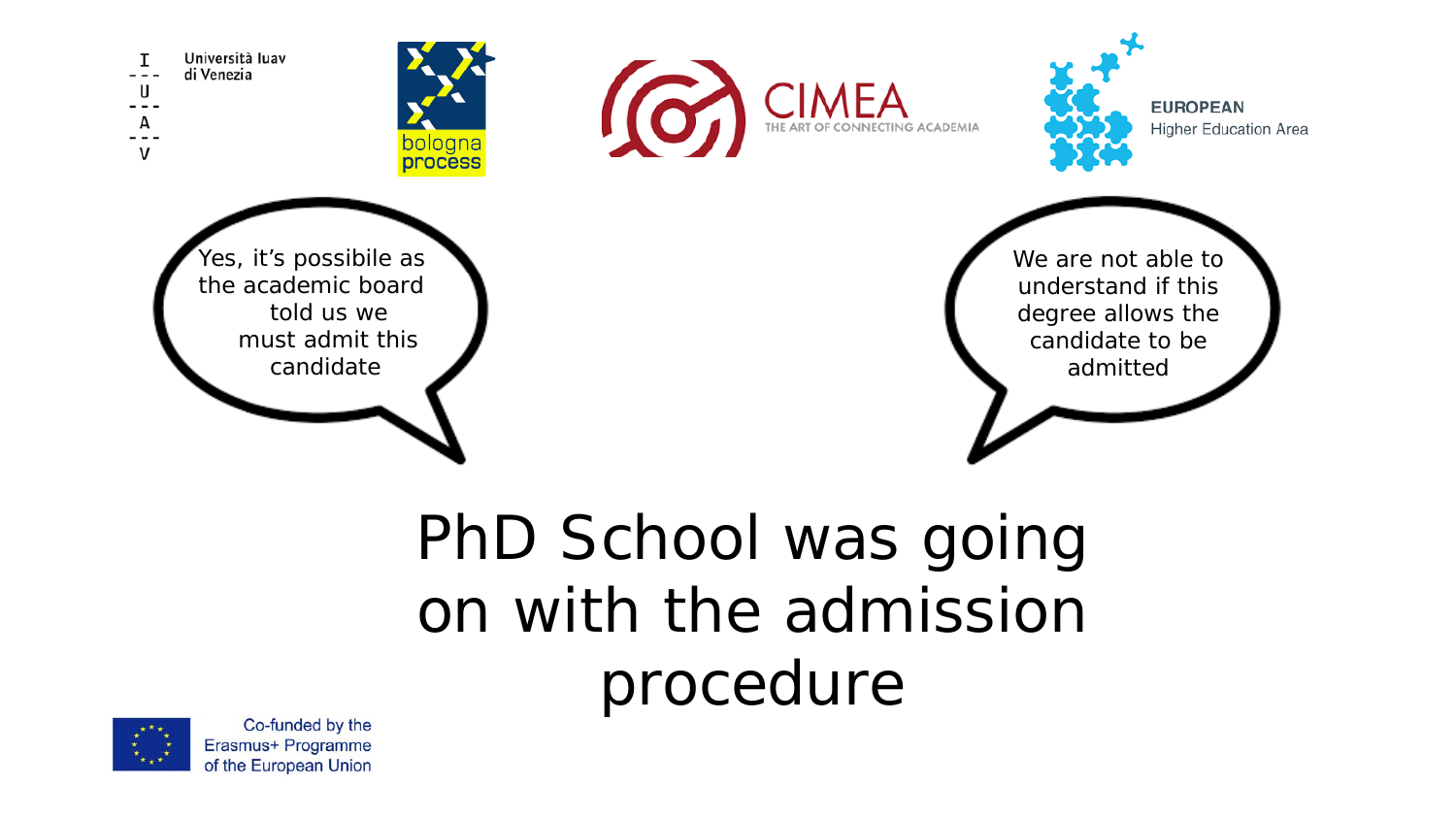Università Iuav di Venezia

bologna process

CIMEA THE ART OF CONNECTING ACADEMIA

EUROPEAN Higher Education Area

Yes, it's possibile as the academic board told us we must admit this candidate

We are not able to understand if this degree allows the candidate to be admitted

# PhD School was going on with the admission procedure

Co-funded by the Erasmus+ Programme of the European Union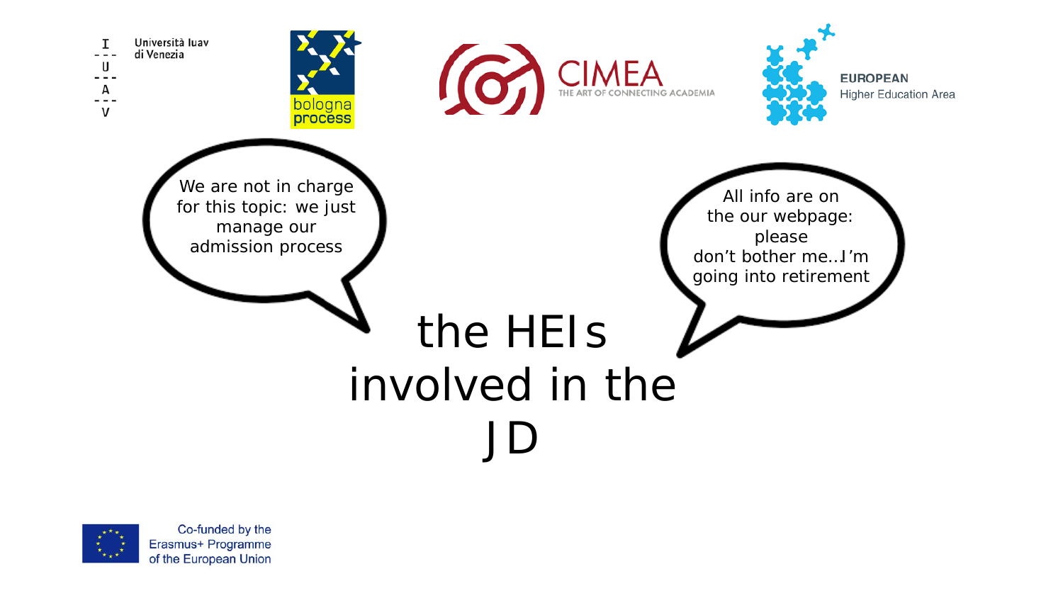We are not in charge for this topic: we just manage our admission process

All info are on the our webpage: please don't bother me...I'm going into retirement

# the HEIs involved in the JD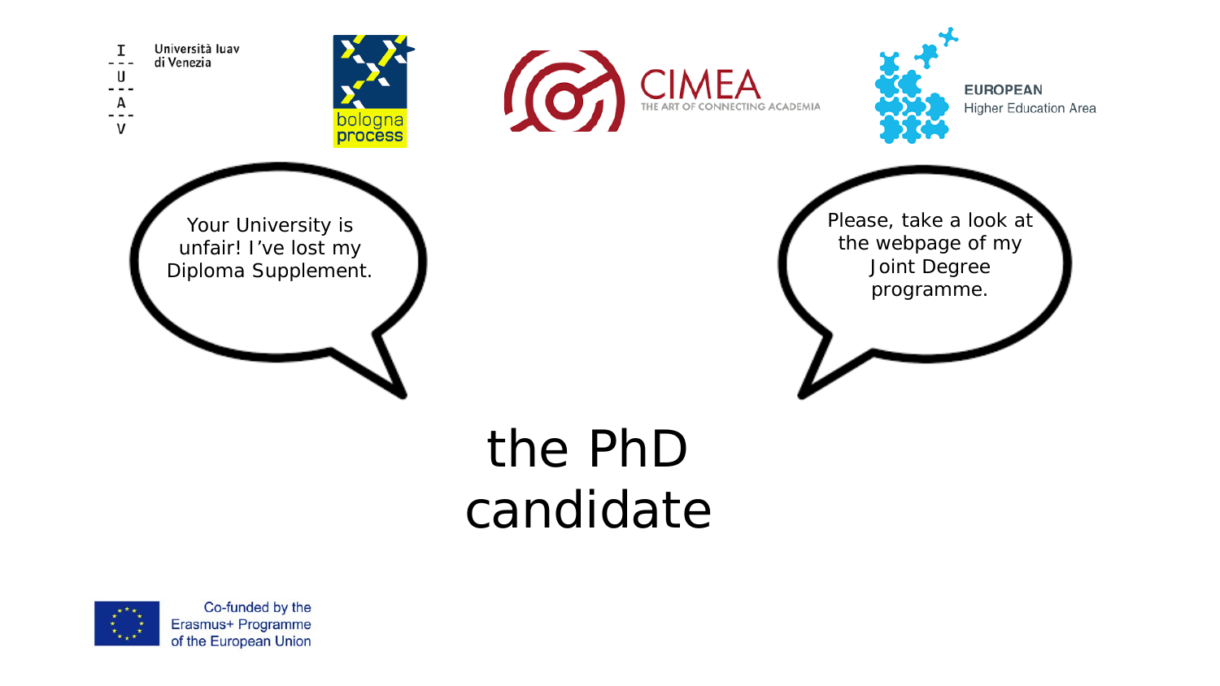Università Iuav di Venezia

bologna process

CIMEA THE ART OF CONNECTING ACADEMIA

EUROPEAN Higher Education Area

Your University is unfair! I've lost my Diploma Supplement.

Please, take a look at the webpage of my Joint Degree programme.

# the PhD candidate

Co-funded by the Erasmus+ Programme of the European Union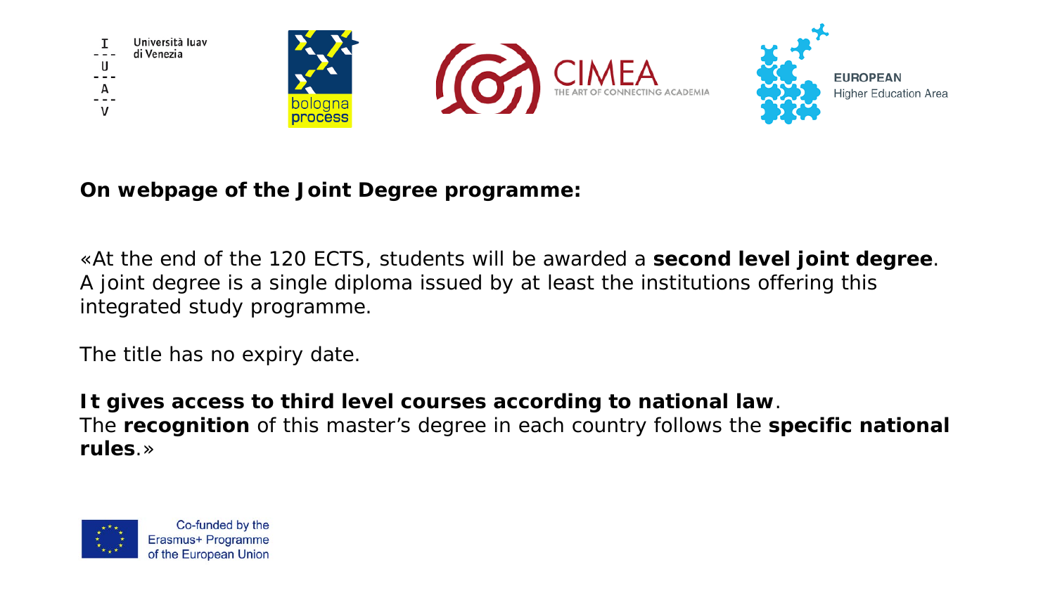**On webpage of the Joint Degree programme:**

«At the end of the 120 ECTS, students will be awarded a **second level joint degree**. A joint degree is a single diploma issued by at least the institutions offering this integrated study programme.

The title has no expiry date.

**It gives access to third level courses according to national law**.
The **recognition** of this master's degree in each country follows the **specific national rules**.»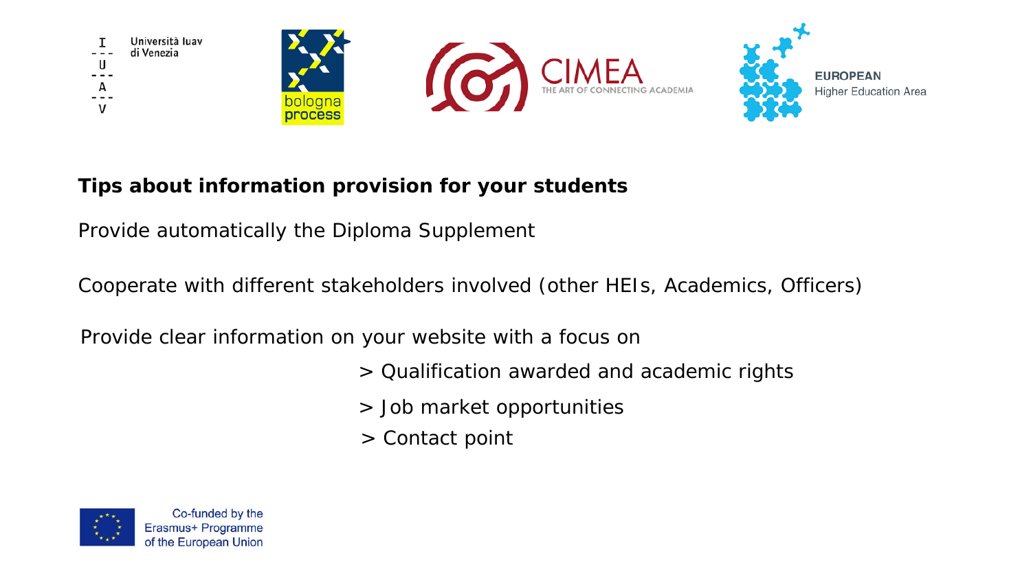**Tips about information provision for your students**

Provide automatically the Diploma Supplement

Cooperate with different stakeholders involved (other HEIs, Academics, Officers)

Provide clear information on your website with a focus on

> Qualification awarded and academic rights

> Job market opportunities

> Contact point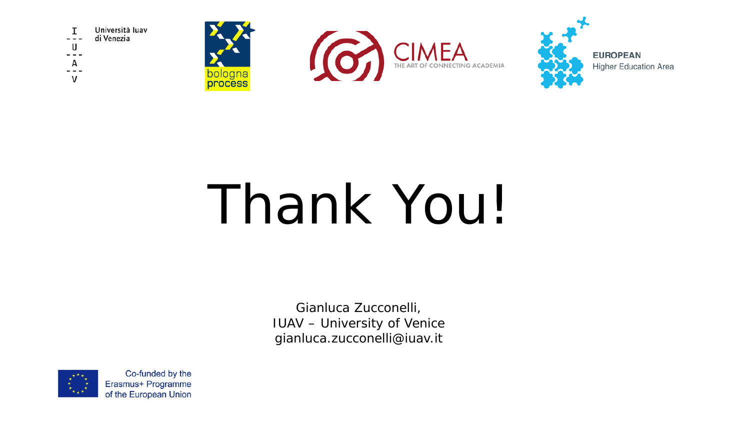Università Iuav di Venezia

bologna process

CIMEA THE ART OF CONNECTING ACADEMIA

EUROPEAN Higher Education Area

# Thank You!

Gianluca Zucconelli,
IUAV – University of Venice
gianluca.zucconelli@iuav.it

Co-funded by the Erasmus+ Programme of the European Union